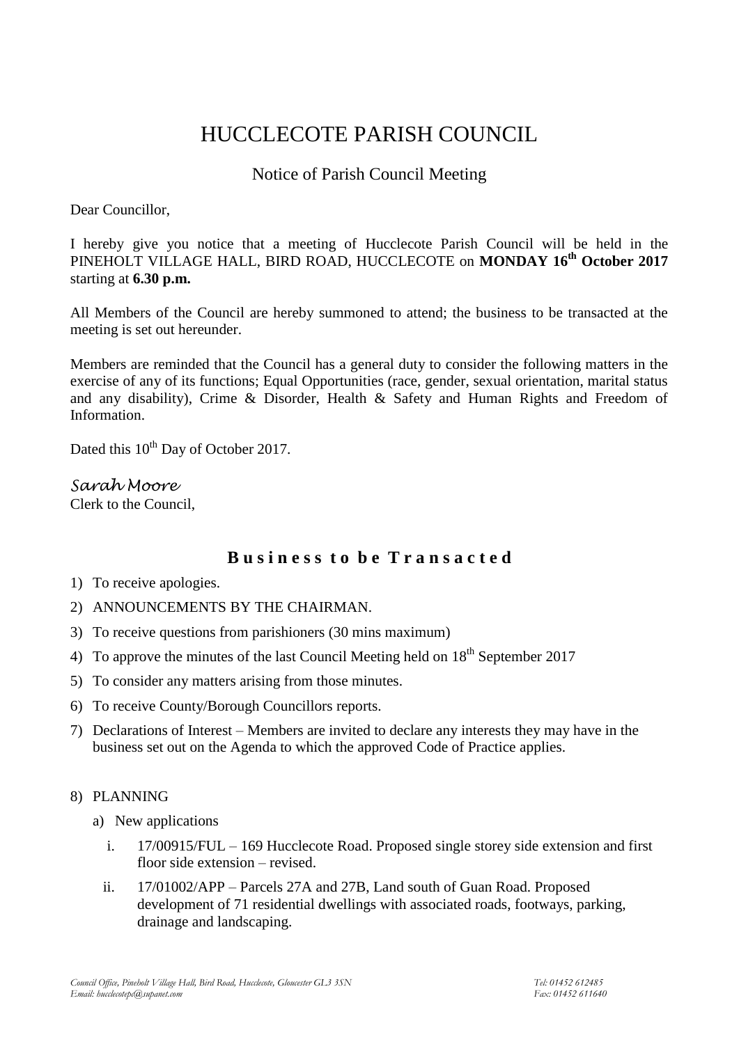# HUCCLECOTE PARISH COUNCIL

## Notice of Parish Council Meeting

Dear Councillor,

I hereby give you notice that a meeting of Hucclecote Parish Council will be held in the PINEHOLT VILLAGE HALL, BIRD ROAD, HUCCLECOTE on **MONDAY 16th October 2017** starting at **6.30 p.m.**

All Members of the Council are hereby summoned to attend; the business to be transacted at the meeting is set out hereunder.

Members are reminded that the Council has a general duty to consider the following matters in the exercise of any of its functions; Equal Opportunities (race, gender, sexual orientation, marital status and any disability), Crime & Disorder, Health & Safety and Human Rights and Freedom of Information.

Dated this 10th Day of October 2017.

*Sarah Moore*
Clerk to the Council,

## Business to be Transacted

1) To receive apologies.
2) ANNOUNCEMENTS BY THE CHAIRMAN.
3) To receive questions from parishioners (30 mins maximum)
4) To approve the minutes of the last Council Meeting held on 18th September 2017
5) To consider any matters arising from those minutes.
6) To receive County/Borough Councillors reports.
7) Declarations of Interest – Members are invited to declare any interests they may have in the business set out on the Agenda to which the approved Code of Practice applies.

8) PLANNING
   a) New applications
      i. 17/00915/FUL – 169 Hucclecote Road. Proposed single storey side extension and first floor side extension – revised.
      ii. 17/01002/APP – Parcels 27A and 27B, Land south of Guan Road. Proposed development of 71 residential dwellings with associated roads, footways, parking, drainage and landscaping.

*Council Office, Pineholt Village Hall, Bird Road, Hucclecote, Gloucester GL3 3SN* *Tel: 01452 612485*
*Email: hucclecotepc@supanet.com* *Fax: 01452 611640*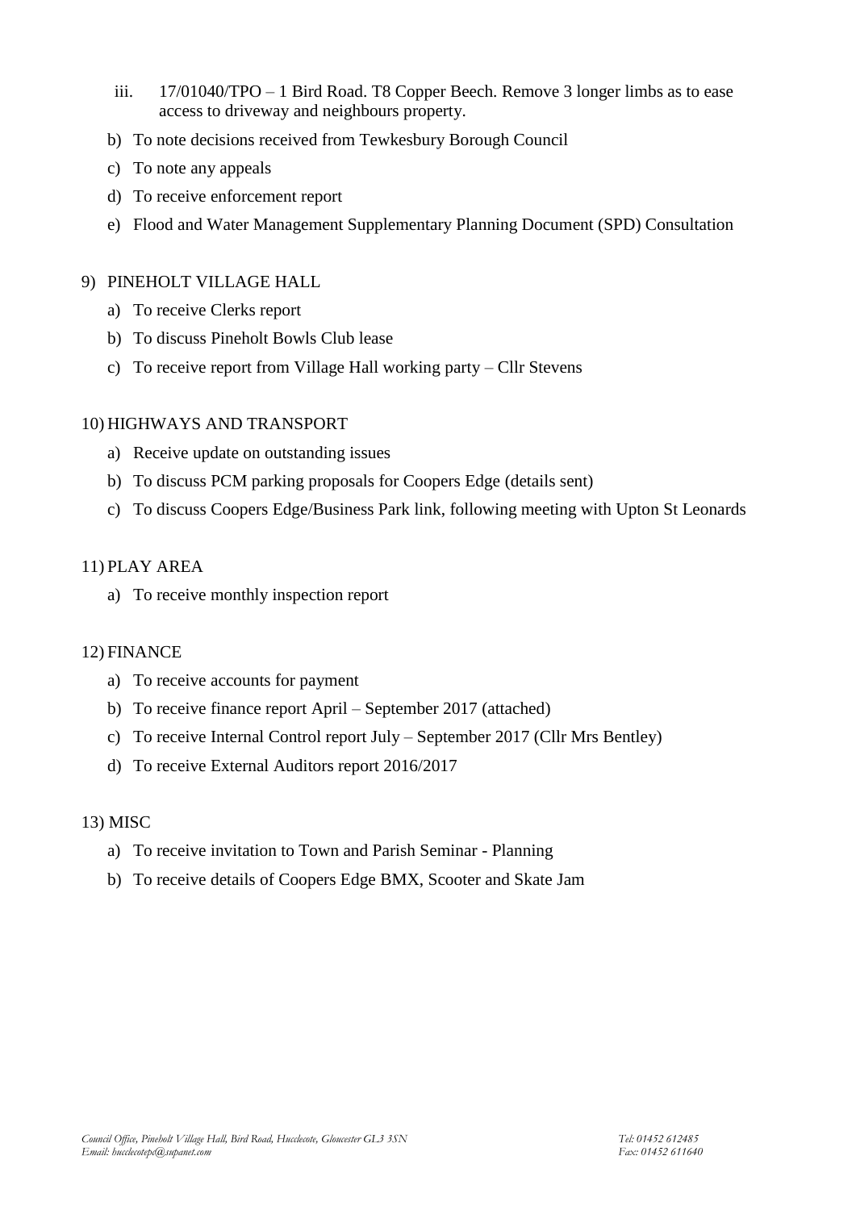iii. 17/01040/TPO – 1 Bird Road. T8 Copper Beech. Remove 3 longer limbs as to ease access to driveway and neighbours property.

b) To note decisions received from Tewkesbury Borough Council

c) To note any appeals

d) To receive enforcement report

e) Flood and Water Management Supplementary Planning Document (SPD) Consultation

9) PINEHOLT VILLAGE HALL

a) To receive Clerks report

b) To discuss Pineholt Bowls Club lease

c) To receive report from Village Hall working party – Cllr Stevens

10) HIGHWAYS AND TRANSPORT

a) Receive update on outstanding issues

b) To discuss PCM parking proposals for Coopers Edge (details sent)

c) To discuss Coopers Edge/Business Park link, following meeting with Upton St Leonards

11) PLAY AREA

a) To receive monthly inspection report

12) FINANCE

a) To receive accounts for payment

b) To receive finance report April – September 2017 (attached)

c) To receive Internal Control report July – September 2017 (Cllr Mrs Bentley)

d) To receive External Auditors report 2016/2017

13) MISC

a) To receive invitation to Town and Parish Seminar - Planning

b) To receive details of Coopers Edge BMX, Scooter and Skate Jam